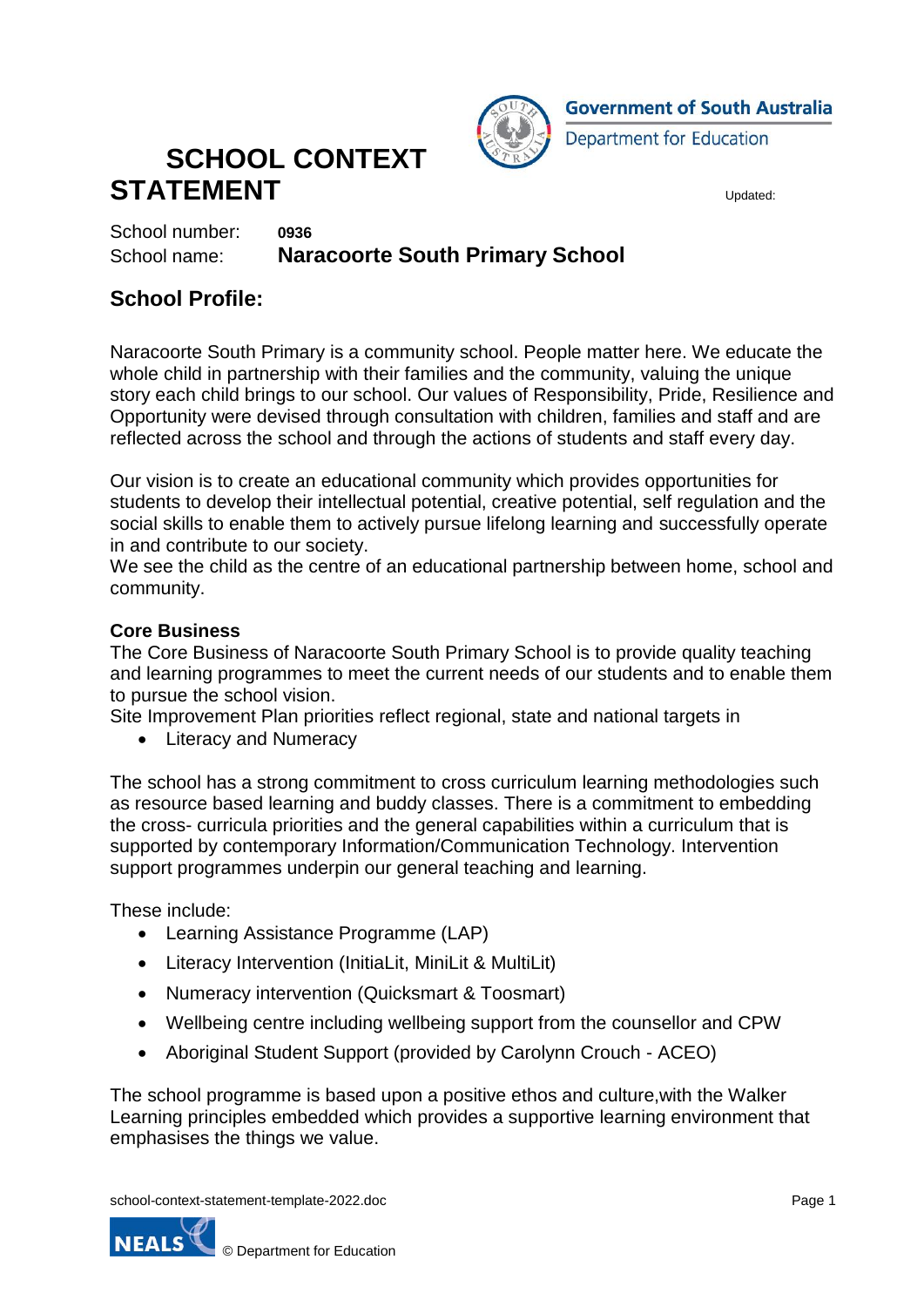Government of South Australia
Department for Education

# SCHOOL CONTEXT STATEMENT

Updated:

School number: **0936**
School name: **Naracoorte South Primary School**

## School Profile:

Naracoorte South Primary is a community school. People matter here. We educate the whole child in partnership with their families and the community, valuing the unique story each child brings to our school. Our values of Responsibility, Pride, Resilience and Opportunity were devised through consultation with children, families and staff and are reflected across the school and through the actions of students and staff every day.

Our vision is to create an educational community which provides opportunities for students to develop their intellectual potential, creative potential, self regulation and the social skills to enable them to actively pursue lifelong learning and successfully operate in and contribute to our society.
We see the child as the centre of an educational partnership between home, school and community.

**Core Business**
The Core Business of Naracoorte South Primary School is to provide quality teaching and learning programmes to meet the current needs of our students and to enable them to pursue the school vision.
Site Improvement Plan priorities reflect regional, state and national targets in

- Literacy and Numeracy

The school has a strong commitment to cross curriculum learning methodologies such as resource based learning and buddy classes. There is a commitment to embedding the cross- curricula priorities and the general capabilities within a curriculum that is supported by contemporary Information/Communication Technology. Intervention support programmes underpin our general teaching and learning.

These include:

- Learning Assistance Programme (LAP)
- Literacy Intervention (InitiaLit, MiniLit & MultiLit)
- Numeracy intervention (Quicksmart & Toosmart)
- Wellbeing centre including wellbeing support from the counsellor and CPW
- Aboriginal Student Support (provided by Carolynn Crouch - ACEO)

The school programme is based upon a positive ethos and culture,with the Walker Learning principles embedded which provides a supportive learning environment that emphasises the things we value.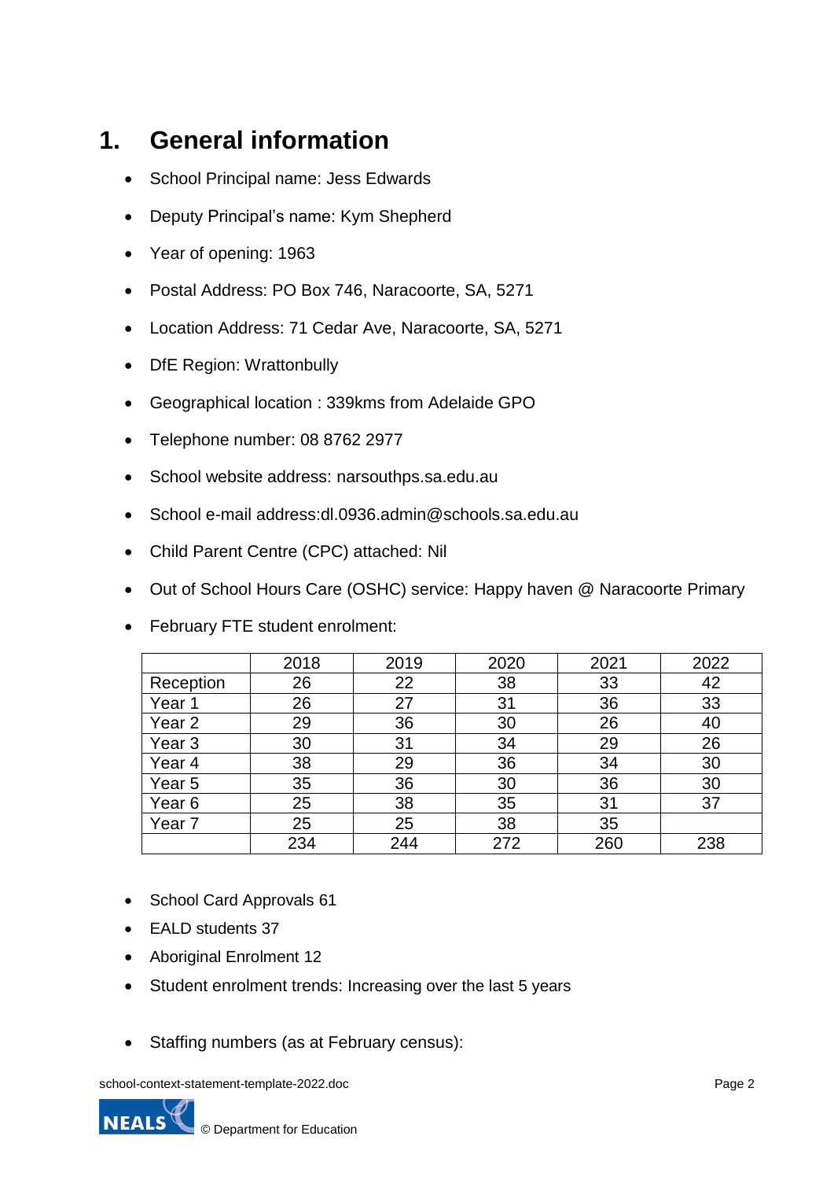# 1. General information

- School Principal name: Jess Edwards
- Deputy Principal's name: Kym Shepherd
- Year of opening: 1963
- Postal Address: PO Box 746, Naracoorte, SA, 5271
- Location Address: 71 Cedar Ave, Naracoorte, SA, 5271
- DfE Region: Wrattonbully
- Geographical location : 339kms from Adelaide GPO
- Telephone number: 08 8762 2977
- School website address: narsouthps.sa.edu.au
- School e-mail address:dl.0936.admin@schools.sa.edu.au
- Child Parent Centre (CPC) attached: Nil
- Out of School Hours Care (OSHC) service: Happy haven @ Naracoorte Primary
- February FTE student enrolment:

| | 2018 | 2019 | 2020 | 2021 | 2022 |
|---|---|---|---|---|---|
| Reception | 26 | 22 | 38 | 33 | 42 |
| Year 1 | 26 | 27 | 31 | 36 | 33 |
| Year 2 | 29 | 36 | 30 | 26 | 40 |
| Year 3 | 30 | 31 | 34 | 29 | 26 |
| Year 4 | 38 | 29 | 36 | 34 | 30 |
| Year 5 | 35 | 36 | 30 | 36 | 30 |
| Year 6 | 25 | 38 | 35 | 31 | 37 |
| Year 7 | 25 | 25 | 38 | 35 | |
| | 234 | 244 | 272 | 260 | 238 |

- School Card Approvals 61
- EALD students 37
- Aboriginal Enrolment 12
- Student enrolment trends: Increasing over the last 5 years
- Staffing numbers (as at February census):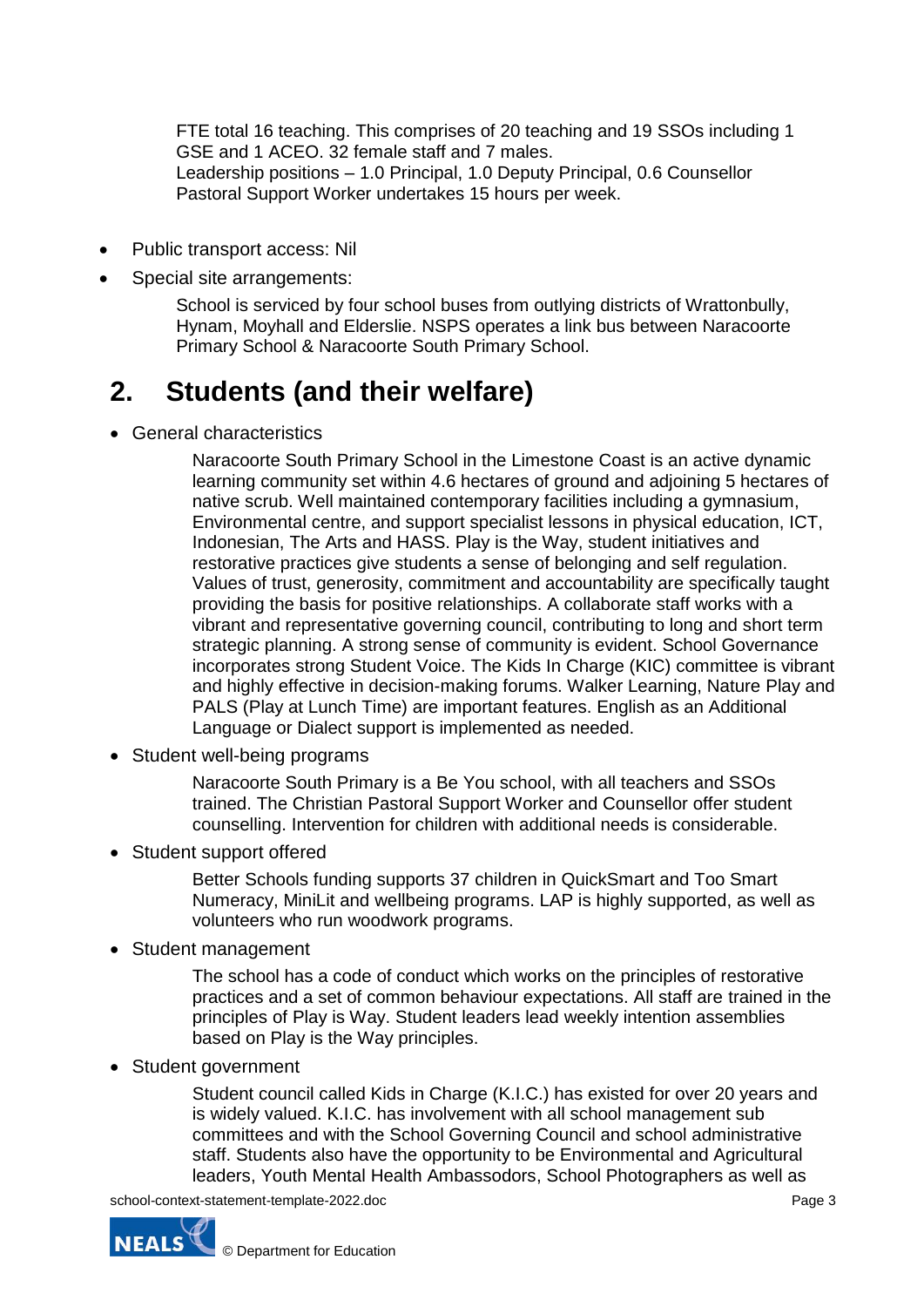FTE total 16 teaching. This comprises of 20 teaching and 19 SSOs including 1 GSE and 1 ACEO. 32 female staff and 7 males.
Leadership positions – 1.0 Principal, 1.0 Deputy Principal, 0.6 Counsellor
Pastoral Support Worker undertakes 15 hours per week.

- Public transport access: Nil
- Special site arrangements:

  School is serviced by four school buses from outlying districts of Wrattonbully, Hynam, Moyhall and Elderslie. NSPS operates a link bus between Naracoorte Primary School & Naracoorte South Primary School.

## 2. Students (and their welfare)

- General characteristics

  Naracoorte South Primary School in the Limestone Coast is an active dynamic learning community set within 4.6 hectares of ground and adjoining 5 hectares of native scrub. Well maintained contemporary facilities including a gymnasium, Environmental centre, and support specialist lessons in physical education, ICT, Indonesian, The Arts and HASS. Play is the Way, student initiatives and restorative practices give students a sense of belonging and self regulation. Values of trust, generosity, commitment and accountability are specifically taught providing the basis for positive relationships. A collaborate staff works with a vibrant and representative governing council, contributing to long and short term strategic planning. A strong sense of community is evident. School Governance incorporates strong Student Voice. The Kids In Charge (KIC) committee is vibrant and highly effective in decision-making forums. Walker Learning, Nature Play and PALS (Play at Lunch Time) are important features. English as an Additional Language or Dialect support is implemented as needed.

- Student well-being programs

  Naracoorte South Primary is a Be You school, with all teachers and SSOs trained. The Christian Pastoral Support Worker and Counsellor offer student counselling. Intervention for children with additional needs is considerable.

- Student support offered

  Better Schools funding supports 37 children in QuickSmart and Too Smart Numeracy, MiniLit and wellbeing programs. LAP is highly supported, as well as volunteers who run woodwork programs.

- Student management

  The school has a code of conduct which works on the principles of restorative practices and a set of common behaviour expectations. All staff are trained in the principles of Play is Way. Student leaders lead weekly intention assemblies based on Play is the Way principles.

- Student government

  Student council called Kids in Charge (K.I.C.) has existed for over 20 years and is widely valued. K.I.C. has involvement with all school management sub committees and with the School Governing Council and school administrative staff. Students also have the opportunity to be Environmental and Agricultural leaders, Youth Mental Health Ambassodors, School Photographers as well as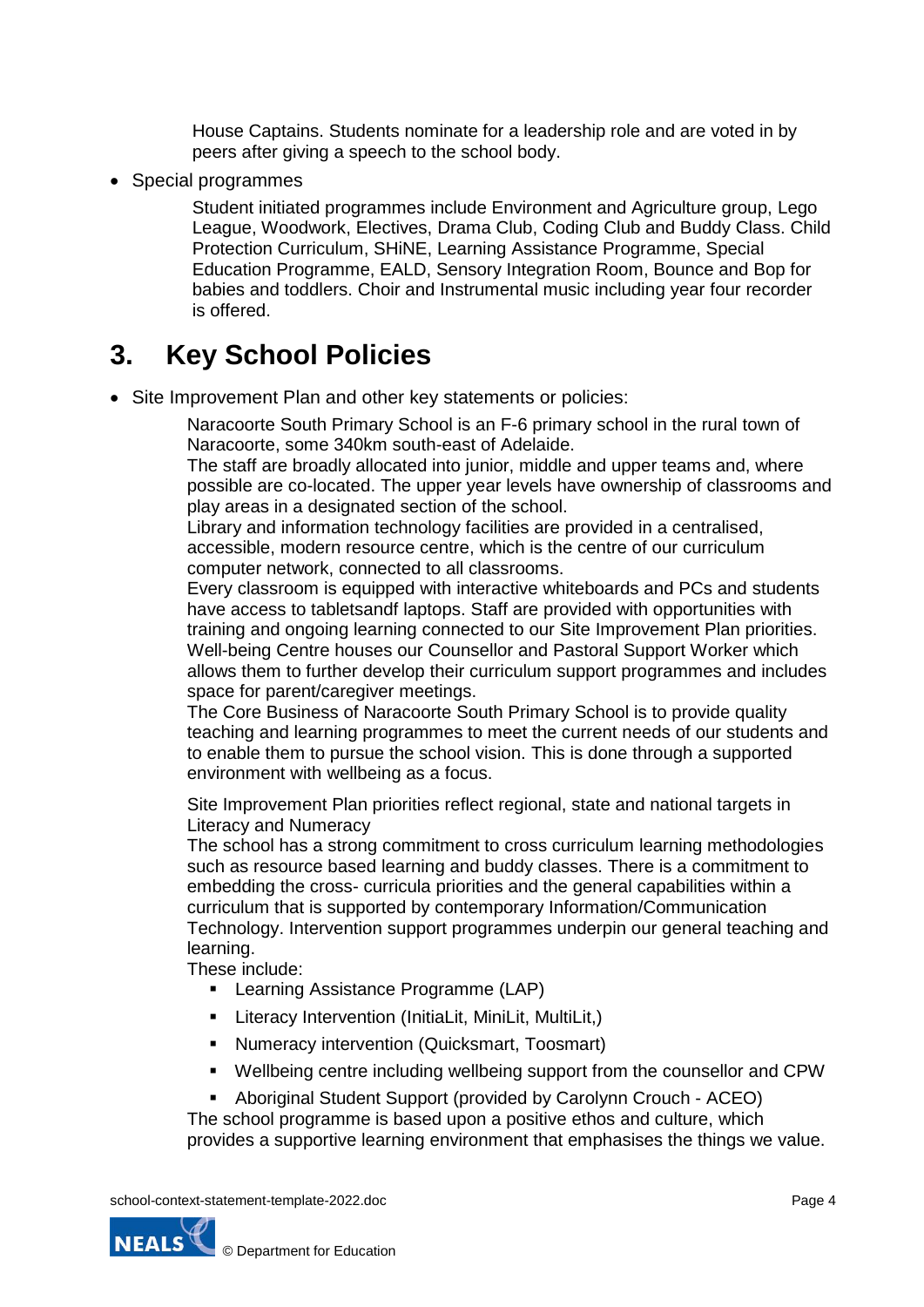House Captains. Students nominate for a leadership role and are voted in by peers after giving a speech to the school body.

- Special programmes

  Student initiated programmes include Environment and Agriculture group, Lego League, Woodwork, Electives, Drama Club, Coding Club and Buddy Class. Child Protection Curriculum, SHiNE, Learning Assistance Programme, Special Education Programme, EALD, Sensory Integration Room, Bounce and Bop for babies and toddlers. Choir and Instrumental music including year four recorder is offered.

## 3. Key School Policies

- Site Improvement Plan and other key statements or policies:

  Naracoorte South Primary School is an F-6 primary school in the rural town of Naracoorte, some 340km south-east of Adelaide.
  The staff are broadly allocated into junior, middle and upper teams and, where possible are co-located. The upper year levels have ownership of classrooms and play areas in a designated section of the school.
  Library and information technology facilities are provided in a centralised, accessible, modern resource centre, which is the centre of our curriculum computer network, connected to all classrooms.
  Every classroom is equipped with interactive whiteboards and PCs and students have access to tabletsandf laptops. Staff are provided with opportunities with training and ongoing learning connected to our Site Improvement Plan priorities.
  Well-being Centre houses our Counsellor and Pastoral Support Worker which allows them to further develop their curriculum support programmes and includes space for parent/caregiver meetings.
  The Core Business of Naracoorte South Primary School is to provide quality teaching and learning programmes to meet the current needs of our students and to enable them to pursue the school vision. This is done through a supported environment with wellbeing as a focus.

  Site Improvement Plan priorities reflect regional, state and national targets in Literacy and Numeracy
  The school has a strong commitment to cross curriculum learning methodologies such as resource based learning and buddy classes. There is a commitment to embedding the cross- curricula priorities and the general capabilities within a curriculum that is supported by contemporary Information/Communication Technology. Intervention support programmes underpin our general teaching and learning.
  These include:

  - Learning Assistance Programme (LAP)
  - Literacy Intervention (InitiaLit, MiniLit, MultiLit,)
  - Numeracy intervention (Quicksmart, Toosmart)
  - Wellbeing centre including wellbeing support from the counsellor and CPW
  - Aboriginal Student Support (provided by Carolynn Crouch - ACEO)

  The school programme is based upon a positive ethos and culture, which provides a supportive learning environment that emphasises the things we value.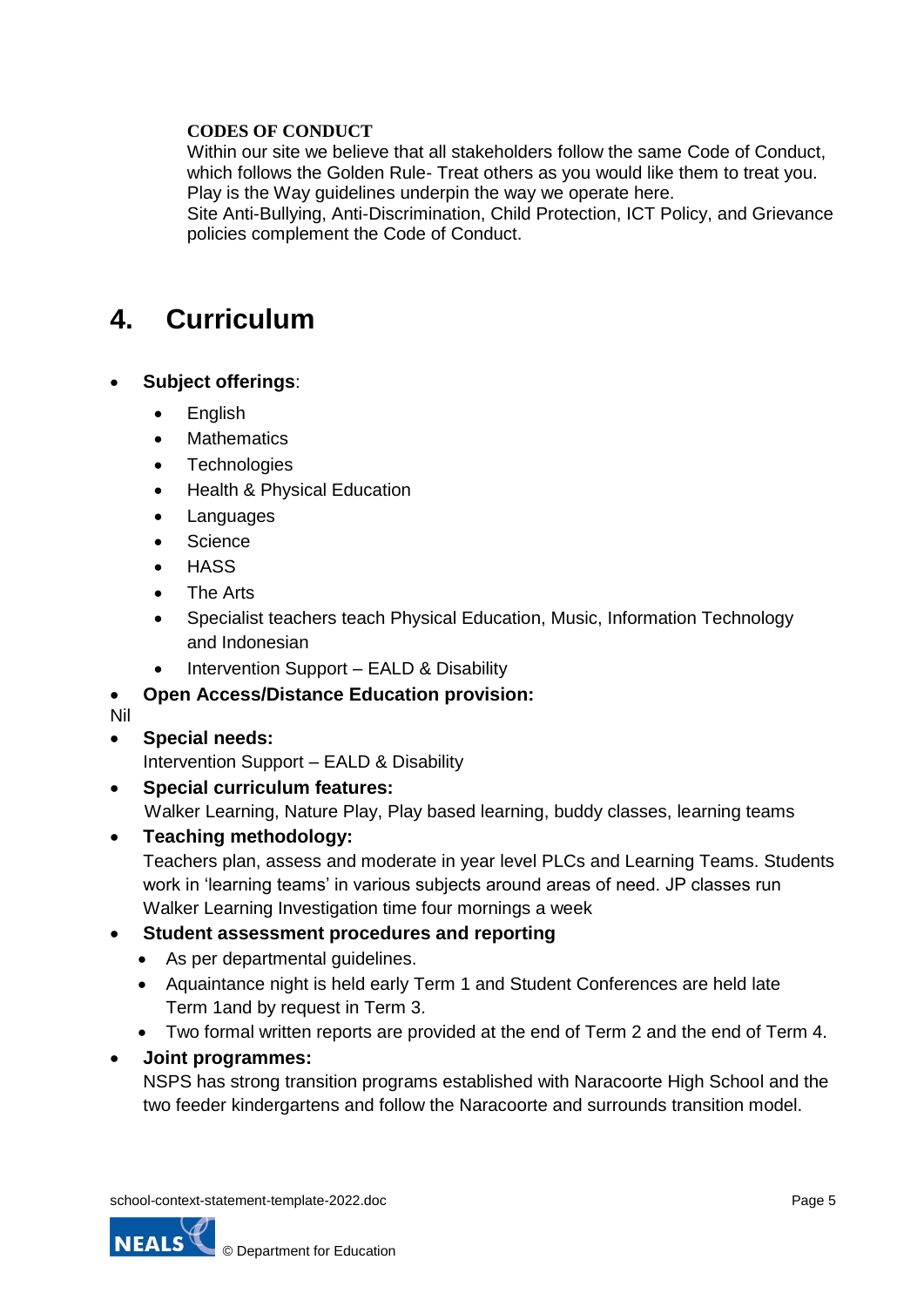**CODES OF CONDUCT**

Within our site we believe that all stakeholders follow the same Code of Conduct, which follows the Golden Rule- Treat others as you would like them to treat you. Play is the Way guidelines underpin the way we operate here.
Site Anti-Bullying, Anti-Discrimination, Child Protection, ICT Policy, and Grievance policies complement the Code of Conduct.

# 4. Curriculum

- **Subject offerings**:
  - English
  - Mathematics
  - Technologies
  - Health & Physical Education
  - Languages
  - Science
  - HASS
  - The Arts
  - Specialist teachers teach Physical Education, Music, Information Technology and Indonesian
  - Intervention Support – EALD & Disability
- **Open Access/Distance Education provision:**

Nil

- **Special needs:**
  Intervention Support – EALD & Disability
- **Special curriculum features:**
  Walker Learning, Nature Play, Play based learning, buddy classes, learning teams
- **Teaching methodology:**
  Teachers plan, assess and moderate in year level PLCs and Learning Teams. Students work in 'learning teams' in various subjects around areas of need. JP classes run Walker Learning Investigation time four mornings a week
- **Student assessment procedures and reporting**
  - As per departmental guidelines.
  - Aquaintance night is held early Term 1 and Student Conferences are held late Term 1and by request in Term 3.
  - Two formal written reports are provided at the end of Term 2 and the end of Term 4.
- **Joint programmes:**
  NSPS has strong transition programs established with Naracoorte High School and the two feeder kindergartens and follow the Naracoorte and surrounds transition model.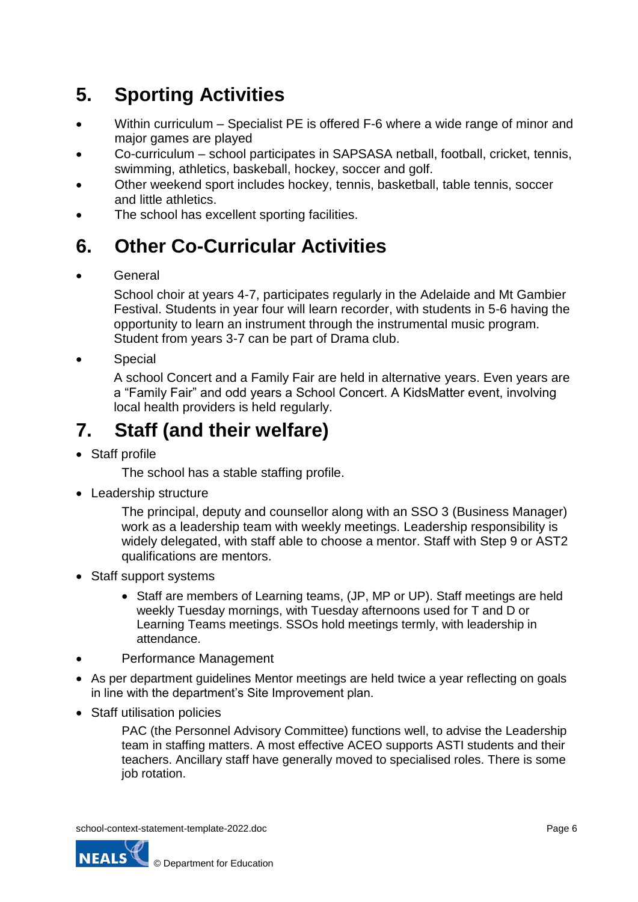## 5. Sporting Activities

- Within curriculum – Specialist PE is offered F-6 where a wide range of minor and major games are played
- Co-curriculum – school participates in SAPSASA netball, football, cricket, tennis, swimming, athletics, baskeball, hockey, soccer and golf.
- Other weekend sport includes hockey, tennis, basketball, table tennis, soccer and little athletics.
- The school has excellent sporting facilities.

## 6. Other Co-Curricular Activities

- General

  School choir at years 4-7, participates regularly in the Adelaide and Mt Gambier Festival. Students in year four will learn recorder, with students in 5-6 having the opportunity to learn an instrument through the instrumental music program. Student from years 3-7 can be part of Drama club.

- Special

  A school Concert and a Family Fair are held in alternative years. Even years are a "Family Fair" and odd years a School Concert. A KidsMatter event, involving local health providers is held regularly.

## 7. Staff (and their welfare)

- Staff profile

  The school has a stable staffing profile.

- Leadership structure

  The principal, deputy and counsellor along with an SSO 3 (Business Manager) work as a leadership team with weekly meetings. Leadership responsibility is widely delegated, with staff able to choose a mentor. Staff with Step 9 or AST2 qualifications are mentors.

- Staff support systems
  - Staff are members of Learning teams, (JP, MP or UP). Staff meetings are held weekly Tuesday mornings, with Tuesday afternoons used for T and D or Learning Teams meetings. SSOs hold meetings termly, with leadership in attendance.
- Performance Management
- As per department guidelines Mentor meetings are held twice a year reflecting on goals in line with the department's Site Improvement plan.
- Staff utilisation policies

  PAC (the Personnel Advisory Committee) functions well, to advise the Leadership team in staffing matters. A most effective ACEO supports ASTI students and their teachers. Ancillary staff have generally moved to specialised roles. There is some job rotation.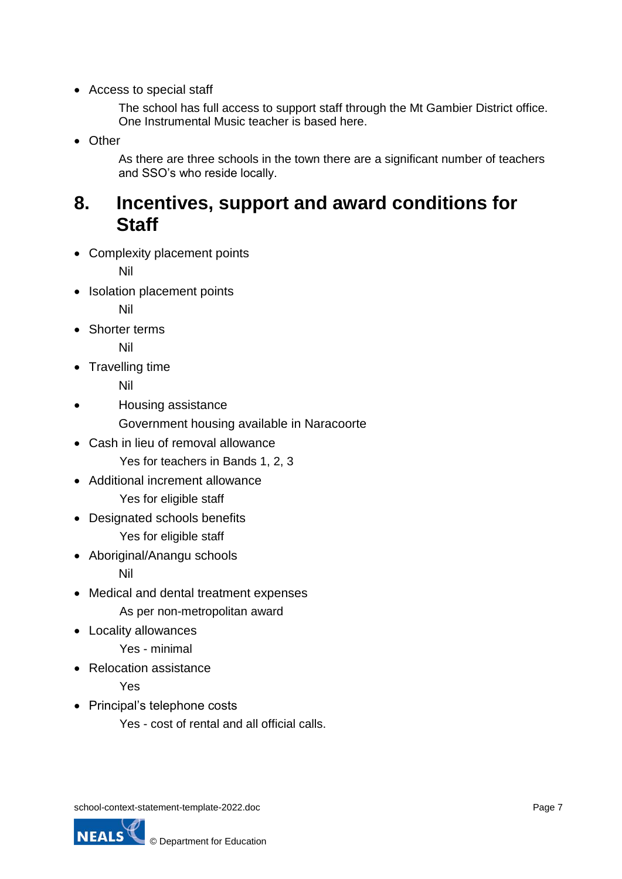- Access to special staff

  The school has full access to support staff through the Mt Gambier District office. One Instrumental Music teacher is based here.

- Other

  As there are three schools in the town there are a significant number of teachers and SSO's who reside locally.

## 8. Incentives, support and award conditions for Staff

- Complexity placement points

  Nil

- Isolation placement points

  Nil

- Shorter terms

  Nil

- Travelling time

  Nil

- Housing assistance

  Government housing available in Naracoorte

- Cash in lieu of removal allowance

  Yes for teachers in Bands 1, 2, 3

- Additional increment allowance

  Yes for eligible staff

- Designated schools benefits

  Yes for eligible staff

- Aboriginal/Anangu schools

  Nil

- Medical and dental treatment expenses

  As per non-metropolitan award

- Locality allowances

  Yes - minimal

- Relocation assistance

  Yes

- Principal's telephone costs

  Yes - cost of rental and all official calls.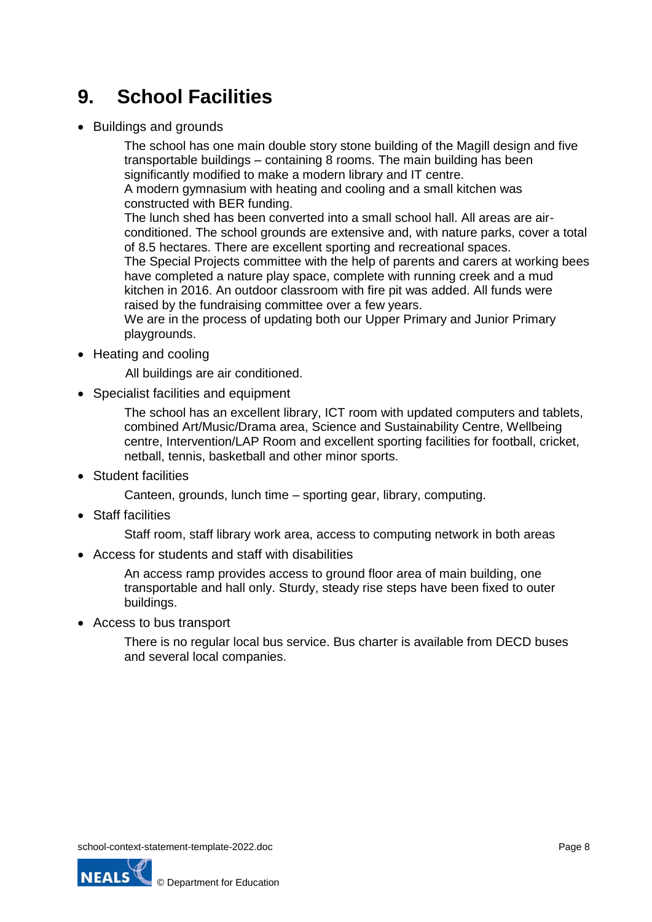## 9. School Facilities

- Buildings and grounds

  The school has one main double story stone building of the Magill design and five transportable buildings – containing 8 rooms. The main building has been significantly modified to make a modern library and IT centre.
  A modern gymnasium with heating and cooling and a small kitchen was constructed with BER funding.
  The lunch shed has been converted into a small school hall. All areas are air-conditioned. The school grounds are extensive and, with nature parks, cover a total of 8.5 hectares. There are excellent sporting and recreational spaces.
  The Special Projects committee with the help of parents and carers at working bees have completed a nature play space, complete with running creek and a mud kitchen in 2016. An outdoor classroom with fire pit was added. All funds were raised by the fundraising committee over a few years.
  We are in the process of updating both our Upper Primary and Junior Primary playgrounds.

- Heating and cooling

  All buildings are air conditioned.

- Specialist facilities and equipment

  The school has an excellent library, ICT room with updated computers and tablets, combined Art/Music/Drama area, Science and Sustainability Centre, Wellbeing centre, Intervention/LAP Room and excellent sporting facilities for football, cricket, netball, tennis, basketball and other minor sports.

- Student facilities

  Canteen, grounds, lunch time – sporting gear, library, computing.

- Staff facilities

  Staff room, staff library work area, access to computing network in both areas

- Access for students and staff with disabilities

  An access ramp provides access to ground floor area of main building, one transportable and hall only. Sturdy, steady rise steps have been fixed to outer buildings.

- Access to bus transport

  There is no regular local bus service. Bus charter is available from DECD buses and several local companies.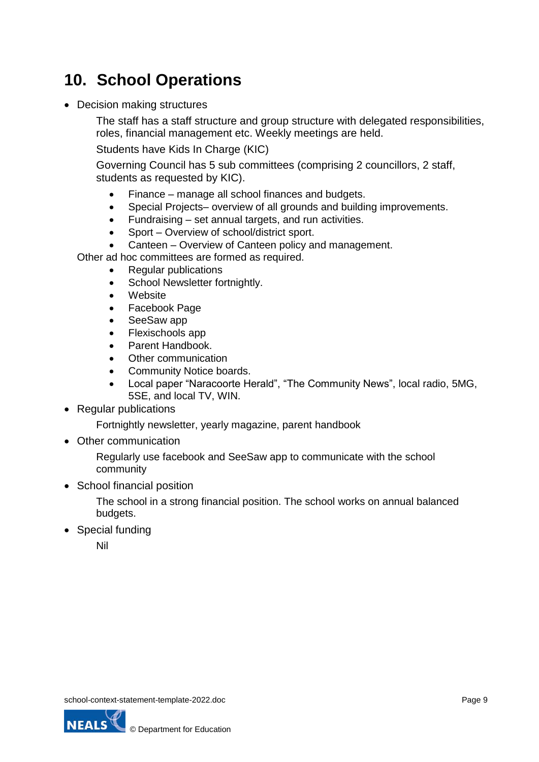# 10. School Operations

- Decision making structures

  The staff has a staff structure and group structure with delegated responsibilities, roles, financial management etc. Weekly meetings are held.

  Students have Kids In Charge (KIC)

  Governing Council has 5 sub committees (comprising 2 councillors, 2 staff, students as requested by KIC).

    - Finance – manage all school finances and budgets.
    - Special Projects– overview of all grounds and building improvements.
    - Fundraising – set annual targets, and run activities.
    - Sport – Overview of school/district sport.
    - Canteen – Overview of Canteen policy and management.

  Other ad hoc committees are formed as required.

    - Regular publications
    - School Newsletter fortnightly.
    - Website
    - Facebook Page
    - SeeSaw app
    - Flexischools app
    - Parent Handbook.
    - Other communication
    - Community Notice boards.
    - Local paper "Naracoorte Herald", "The Community News", local radio, 5MG, 5SE, and local TV, WIN.

- Regular publications

  Fortnightly newsletter, yearly magazine, parent handbook

- Other communication

  Regularly use facebook and SeeSaw app to communicate with the school community

- School financial position

  The school in a strong financial position. The school works on annual balanced budgets.

- Special funding

  Nil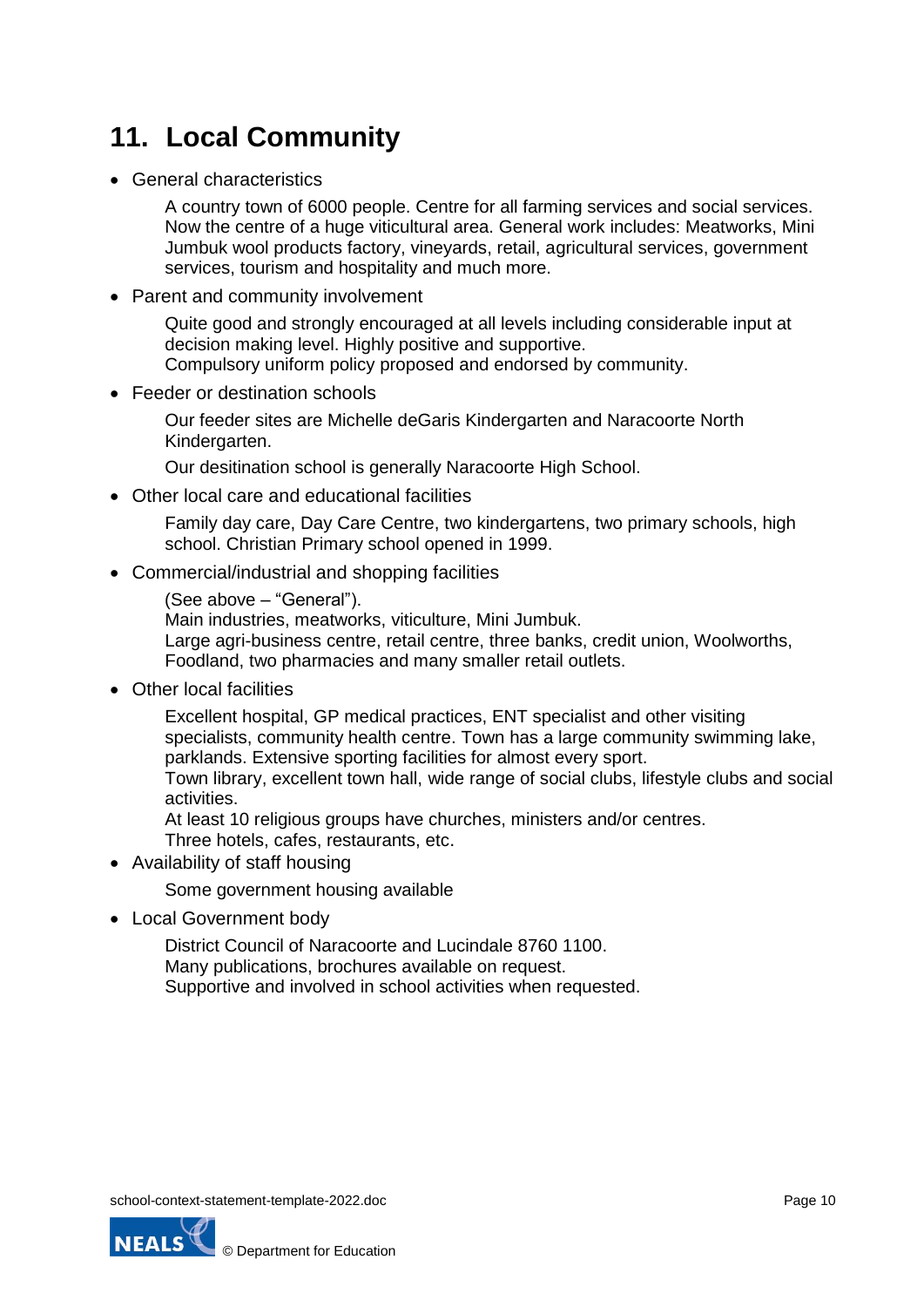## 11. Local Community

- General characteristics

  A country town of 6000 people. Centre for all farming services and social services. Now the centre of a huge viticultural area. General work includes: Meatworks, Mini Jumbuk wool products factory, vineyards, retail, agricultural services, government services, tourism and hospitality and much more.

- Parent and community involvement

  Quite good and strongly encouraged at all levels including considerable input at decision making level. Highly positive and supportive.
  Compulsory uniform policy proposed and endorsed by community.

- Feeder or destination schools

  Our feeder sites are Michelle deGaris Kindergarten and Naracoorte North Kindergarten.

  Our desitination school is generally Naracoorte High School.

- Other local care and educational facilities

  Family day care, Day Care Centre, two kindergartens, two primary schools, high school. Christian Primary school opened in 1999.

- Commercial/industrial and shopping facilities

  (See above – "General").
  Main industries, meatworks, viticulture, Mini Jumbuk.
  Large agri-business centre, retail centre, three banks, credit union, Woolworths, Foodland, two pharmacies and many smaller retail outlets.

- Other local facilities

  Excellent hospital, GP medical practices, ENT specialist and other visiting specialists, community health centre. Town has a large community swimming lake, parklands. Extensive sporting facilities for almost every sport.
  Town library, excellent town hall, wide range of social clubs, lifestyle clubs and social activities.
  At least 10 religious groups have churches, ministers and/or centres.
  Three hotels, cafes, restaurants, etc.

- Availability of staff housing

  Some government housing available

- Local Government body

  District Council of Naracoorte and Lucindale 8760 1100.
  Many publications, brochures available on request.
  Supportive and involved in school activities when requested.